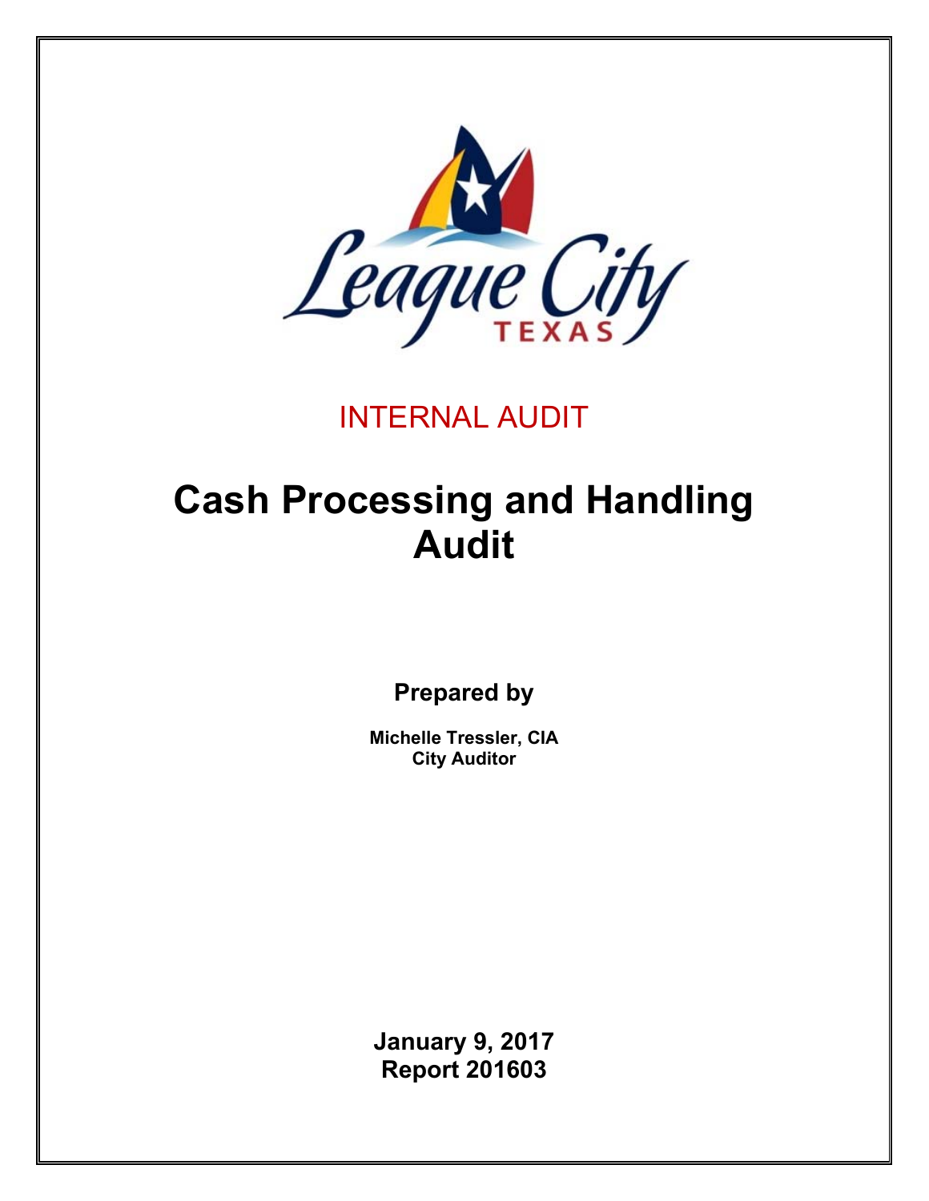League City TEXAS

INTERNAL AUDIT

# Cash Processing and Handling Audit

**Prepared by**

**Michelle Tressler, CIA**
**City Auditor**

**January 9, 2017**
**Report 201603**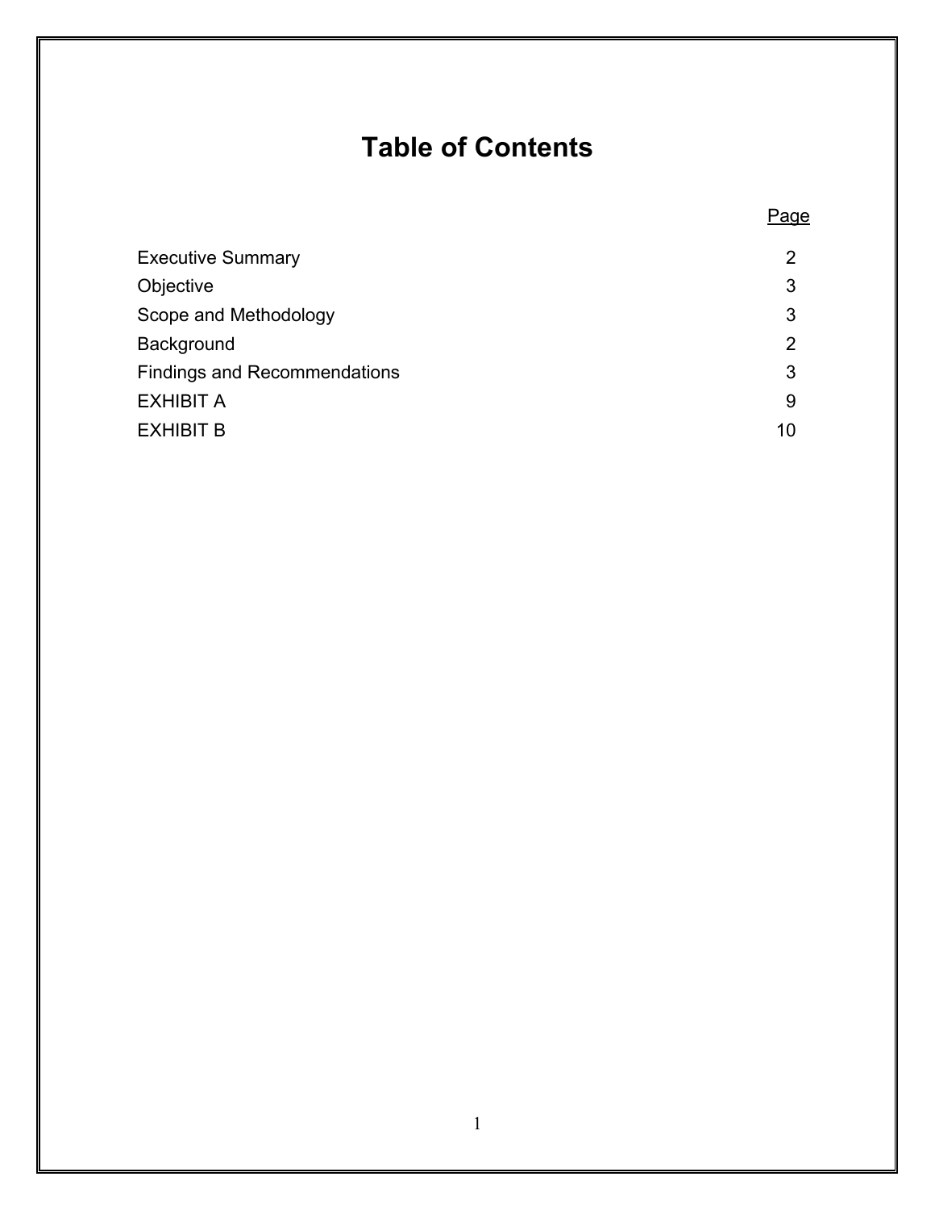# Table of Contents

| | Page |
|---|---|
| Executive Summary | 2 |
| Objective | 3 |
| Scope and Methodology | 3 |
| Background | 2 |
| Findings and Recommendations | 3 |
| EXHIBIT A | 9 |
| EXHIBIT B | 10 |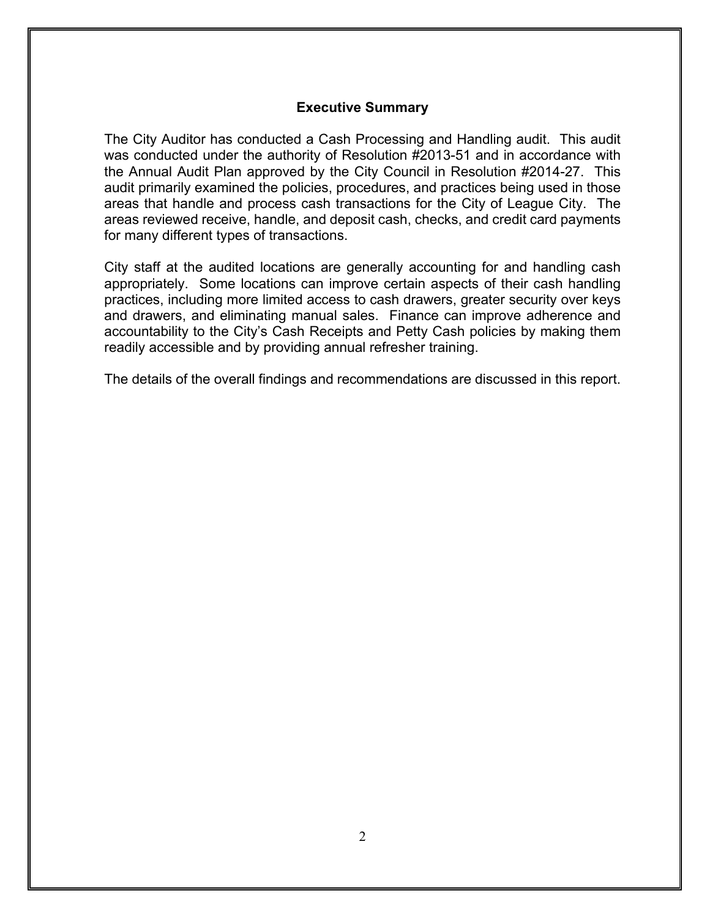## Executive Summary

The City Auditor has conducted a Cash Processing and Handling audit. This audit was conducted under the authority of Resolution #2013-51 and in accordance with the Annual Audit Plan approved by the City Council in Resolution #2014-27. This audit primarily examined the policies, procedures, and practices being used in those areas that handle and process cash transactions for the City of League City. The areas reviewed receive, handle, and deposit cash, checks, and credit card payments for many different types of transactions.

City staff at the audited locations are generally accounting for and handling cash appropriately. Some locations can improve certain aspects of their cash handling practices, including more limited access to cash drawers, greater security over keys and drawers, and eliminating manual sales. Finance can improve adherence and accountability to the City's Cash Receipts and Petty Cash policies by making them readily accessible and by providing annual refresher training.

The details of the overall findings and recommendations are discussed in this report.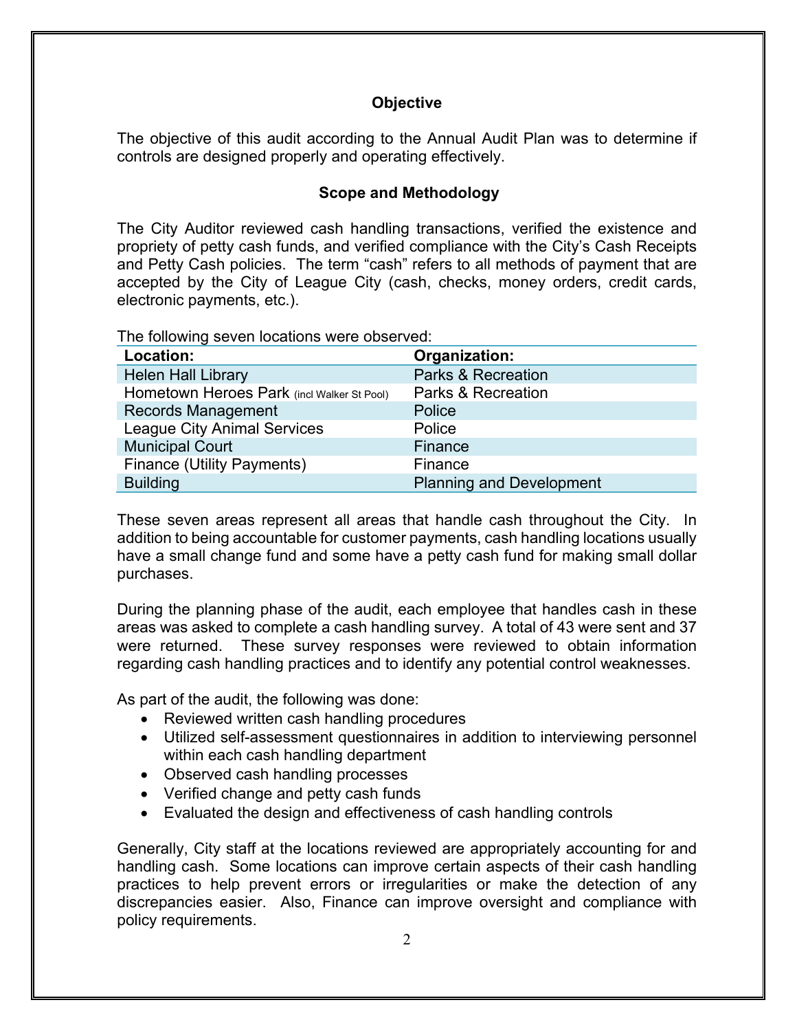## Objective

The objective of this audit according to the Annual Audit Plan was to determine if controls are designed properly and operating effectively.

## Scope and Methodology

The City Auditor reviewed cash handling transactions, verified the existence and propriety of petty cash funds, and verified compliance with the City's Cash Receipts and Petty Cash policies. The term "cash" refers to all methods of payment that are accepted by the City of League City (cash, checks, money orders, credit cards, electronic payments, etc.).

The following seven locations were observed:

| Location: | Organization: |
|---|---|
| Helen Hall Library | Parks & Recreation |
| Hometown Heroes Park (incl Walker St Pool) | Parks & Recreation |
| Records Management | Police |
| League City Animal Services | Police |
| Municipal Court | Finance |
| Finance (Utility Payments) | Finance |
| Building | Planning and Development |

These seven areas represent all areas that handle cash throughout the City. In addition to being accountable for customer payments, cash handling locations usually have a small change fund and some have a petty cash fund for making small dollar purchases.

During the planning phase of the audit, each employee that handles cash in these areas was asked to complete a cash handling survey. A total of 43 were sent and 37 were returned. These survey responses were reviewed to obtain information regarding cash handling practices and to identify any potential control weaknesses.

As part of the audit, the following was done:

- Reviewed written cash handling procedures
- Utilized self-assessment questionnaires in addition to interviewing personnel within each cash handling department
- Observed cash handling processes
- Verified change and petty cash funds
- Evaluated the design and effectiveness of cash handling controls

Generally, City staff at the locations reviewed are appropriately accounting for and handling cash. Some locations can improve certain aspects of their cash handling practices to help prevent errors or irregularities or make the detection of any discrepancies easier. Also, Finance can improve oversight and compliance with policy requirements.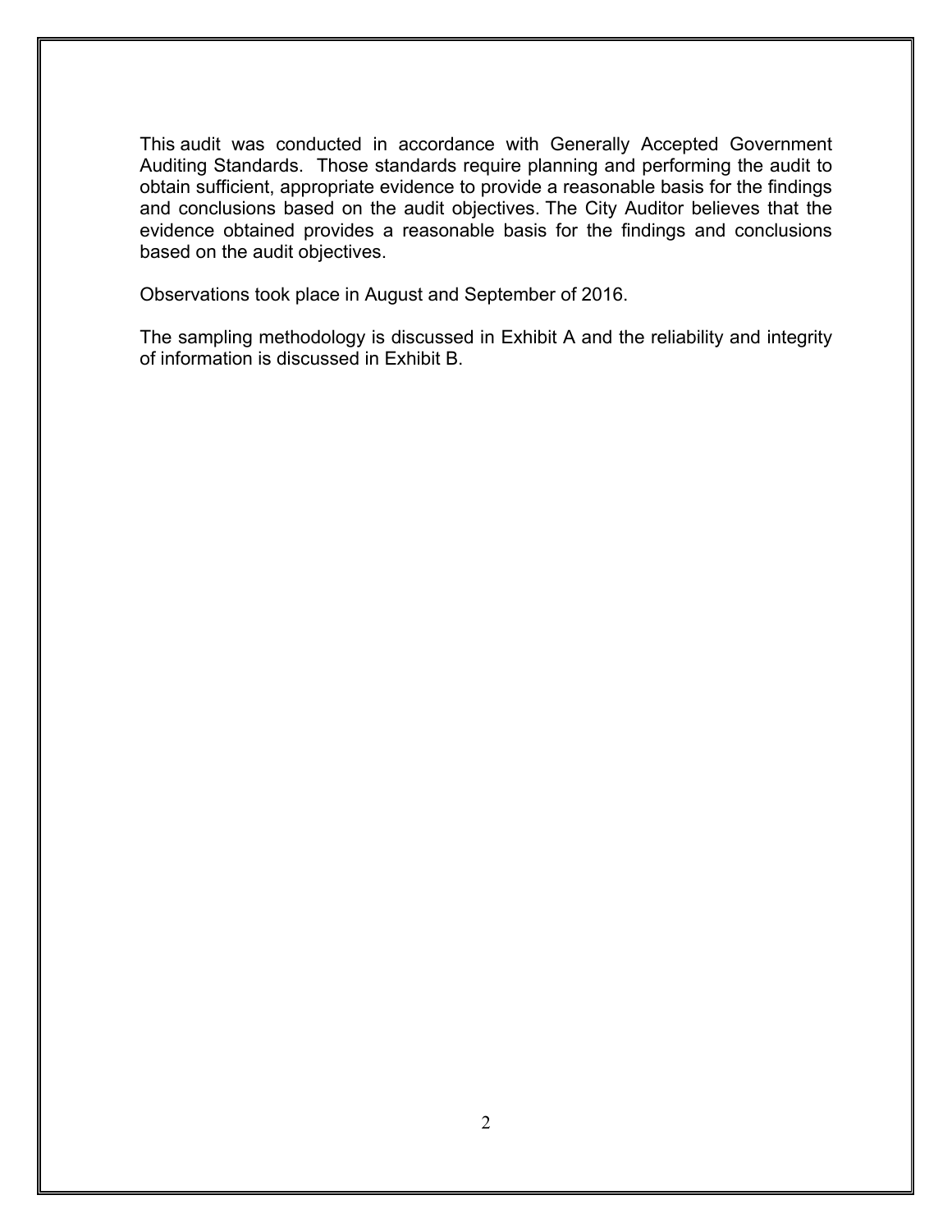This audit was conducted in accordance with Generally Accepted Government Auditing Standards. Those standards require planning and performing the audit to obtain sufficient, appropriate evidence to provide a reasonable basis for the findings and conclusions based on the audit objectives. The City Auditor believes that the evidence obtained provides a reasonable basis for the findings and conclusions based on the audit objectives.

Observations took place in August and September of 2016.

The sampling methodology is discussed in Exhibit A and the reliability and integrity of information is discussed in Exhibit B.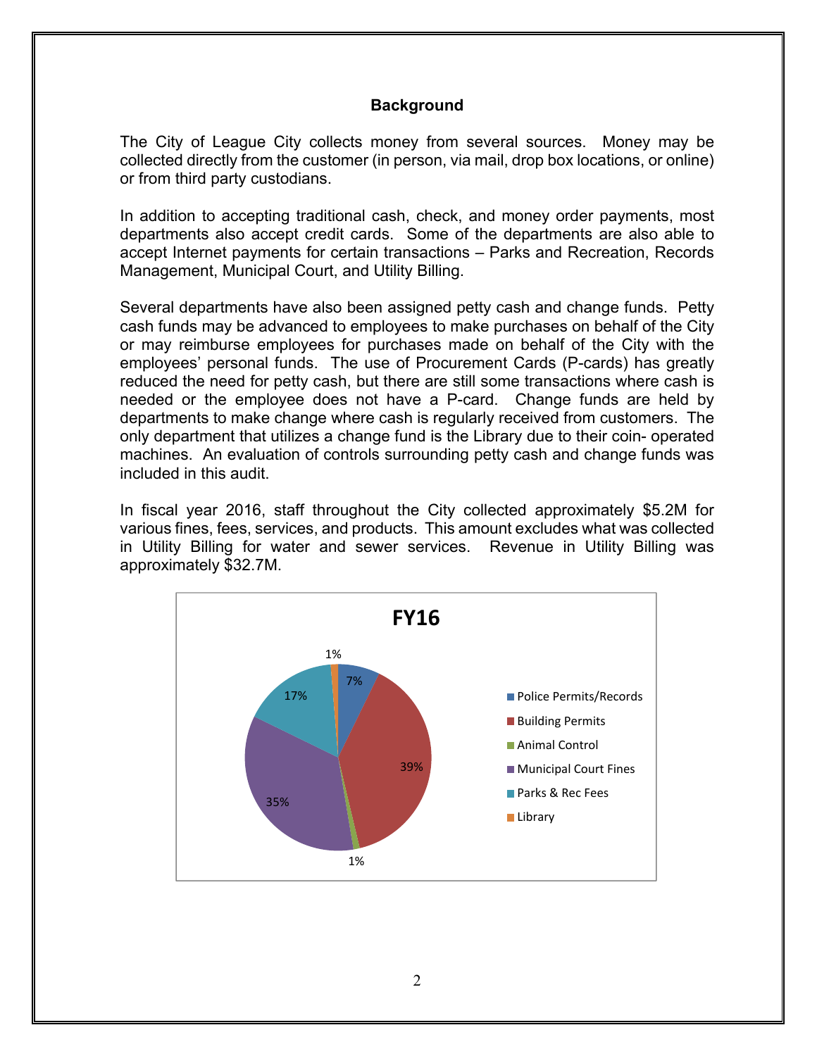## Background

The City of League City collects money from several sources. Money may be collected directly from the customer (in person, via mail, drop box locations, or online) or from third party custodians.

In addition to accepting traditional cash, check, and money order payments, most departments also accept credit cards. Some of the departments are also able to accept Internet payments for certain transactions – Parks and Recreation, Records Management, Municipal Court, and Utility Billing.

Several departments have also been assigned petty cash and change funds. Petty cash funds may be advanced to employees to make purchases on behalf of the City or may reimburse employees for purchases made on behalf of the City with the employees' personal funds. The use of Procurement Cards (P-cards) has greatly reduced the need for petty cash, but there are still some transactions where cash is needed or the employee does not have a P-card. Change funds are held by departments to make change where cash is regularly received from customers. The only department that utilizes a change fund is the Library due to their coin- operated machines. An evaluation of controls surrounding petty cash and change funds was included in this audit.

In fiscal year 2016, staff throughout the City collected approximately $5.2M for various fines, fees, services, and products. This amount excludes what was collected in Utility Billing for water and sewer services. Revenue in Utility Billing was approximately $32.7M.

**FY16**

| Source | Percentage |
|---|---|
| Police Permits/Records | 7% |
| Building Permits | 39% |
| Animal Control | 1% |
| Municipal Court Fines | 35% |
| Parks & Rec Fees | 17% |
| Library | 1% |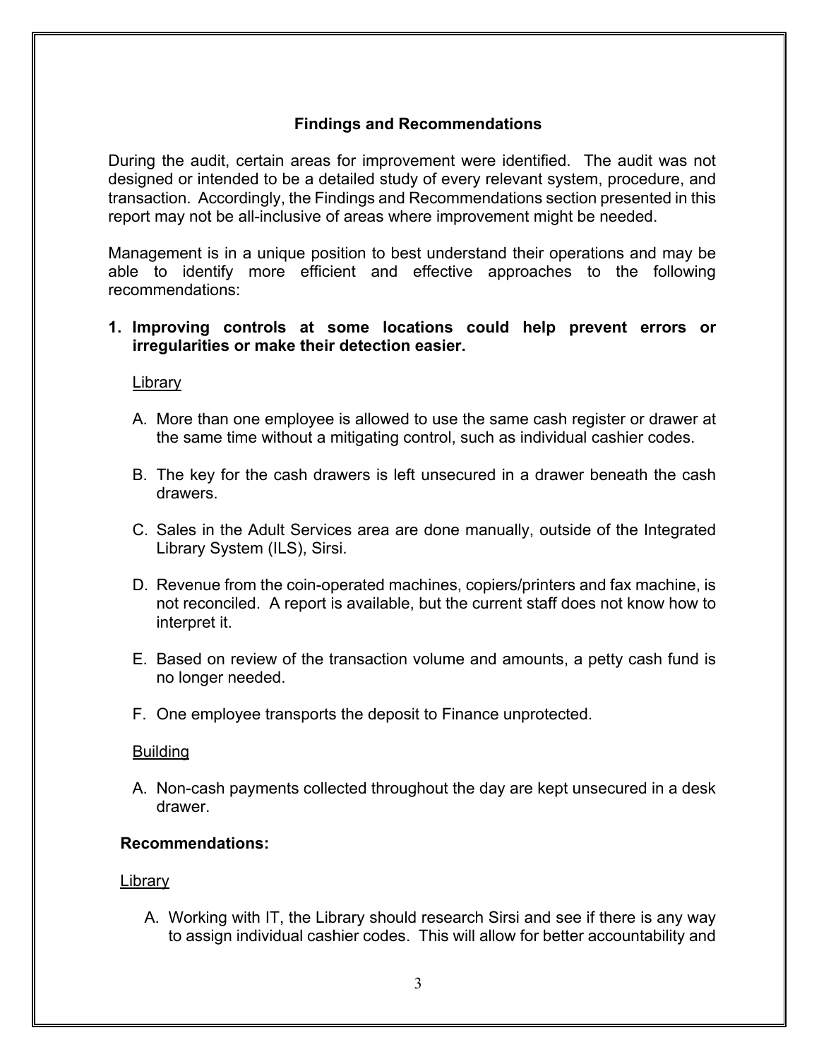## Findings and Recommendations

During the audit, certain areas for improvement were identified. The audit was not designed or intended to be a detailed study of every relevant system, procedure, and transaction. Accordingly, the Findings and Recommendations section presented in this report may not be all-inclusive of areas where improvement might be needed.

Management is in a unique position to best understand their operations and may be able to identify more efficient and effective approaches to the following recommendations:

**1. Improving controls at some locations could help prevent errors or irregularities or make their detection easier.**

<u>Library</u>

A. More than one employee is allowed to use the same cash register or drawer at the same time without a mitigating control, such as individual cashier codes.

B. The key for the cash drawers is left unsecured in a drawer beneath the cash drawers.

C. Sales in the Adult Services area are done manually, outside of the Integrated Library System (ILS), Sirsi.

D. Revenue from the coin-operated machines, copiers/printers and fax machine, is not reconciled. A report is available, but the current staff does not know how to interpret it.

E. Based on review of the transaction volume and amounts, a petty cash fund is no longer needed.

F. One employee transports the deposit to Finance unprotected.

<u>Building</u>

A. Non-cash payments collected throughout the day are kept unsecured in a desk drawer.

**Recommendations:**

<u>Library</u>

A. Working with IT, the Library should research Sirsi and see if there is any way to assign individual cashier codes. This will allow for better accountability and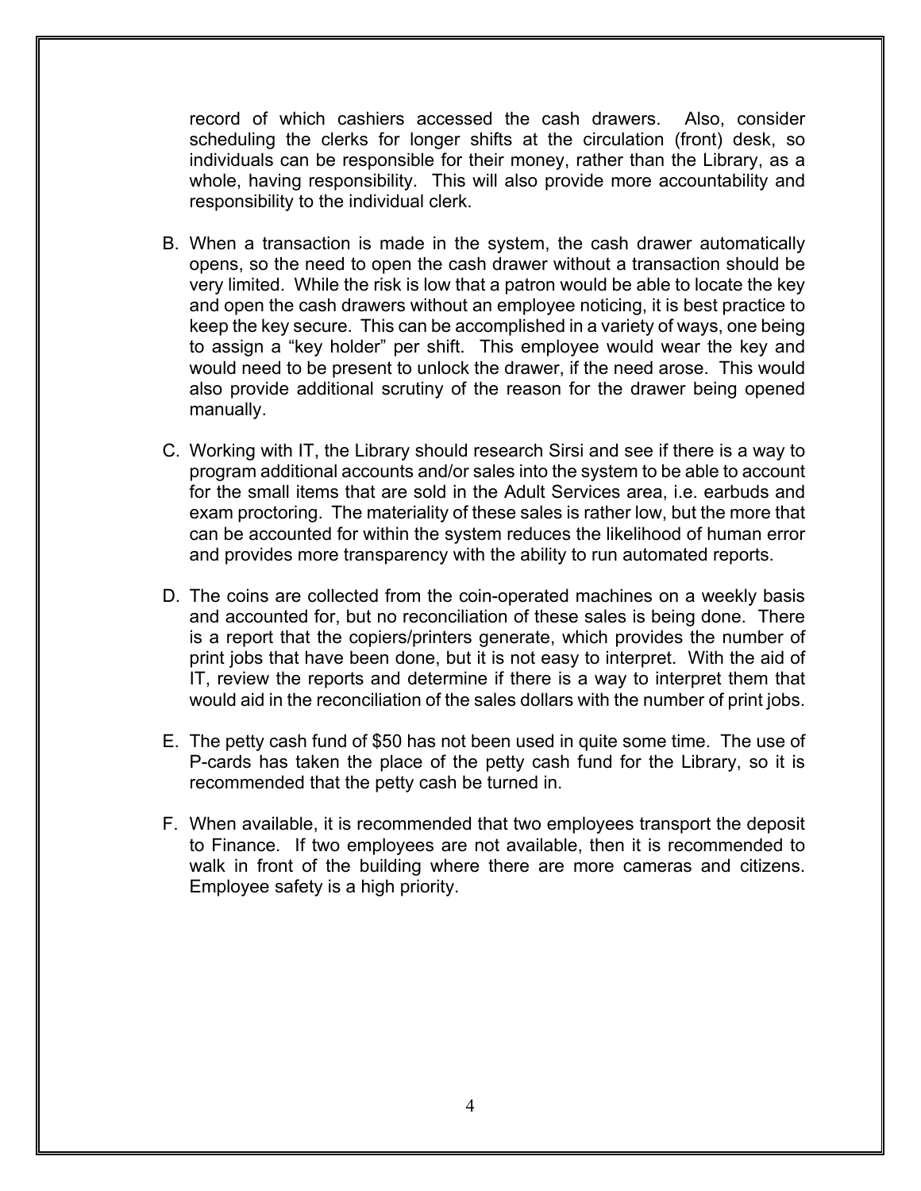record of which cashiers accessed the cash drawers. Also, consider scheduling the clerks for longer shifts at the circulation (front) desk, so individuals can be responsible for their money, rather than the Library, as a whole, having responsibility. This will also provide more accountability and responsibility to the individual clerk.

B. When a transaction is made in the system, the cash drawer automatically opens, so the need to open the cash drawer without a transaction should be very limited. While the risk is low that a patron would be able to locate the key and open the cash drawers without an employee noticing, it is best practice to keep the key secure. This can be accomplished in a variety of ways, one being to assign a "key holder" per shift. This employee would wear the key and would need to be present to unlock the drawer, if the need arose. This would also provide additional scrutiny of the reason for the drawer being opened manually.

C. Working with IT, the Library should research Sirsi and see if there is a way to program additional accounts and/or sales into the system to be able to account for the small items that are sold in the Adult Services area, i.e. earbuds and exam proctoring. The materiality of these sales is rather low, but the more that can be accounted for within the system reduces the likelihood of human error and provides more transparency with the ability to run automated reports.

D. The coins are collected from the coin-operated machines on a weekly basis and accounted for, but no reconciliation of these sales is being done. There is a report that the copiers/printers generate, which provides the number of print jobs that have been done, but it is not easy to interpret. With the aid of IT, review the reports and determine if there is a way to interpret them that would aid in the reconciliation of the sales dollars with the number of print jobs.

E. The petty cash fund of $50 has not been used in quite some time. The use of P-cards has taken the place of the petty cash fund for the Library, so it is recommended that the petty cash be turned in.

F. When available, it is recommended that two employees transport the deposit to Finance. If two employees are not available, then it is recommended to walk in front of the building where there are more cameras and citizens. Employee safety is a high priority.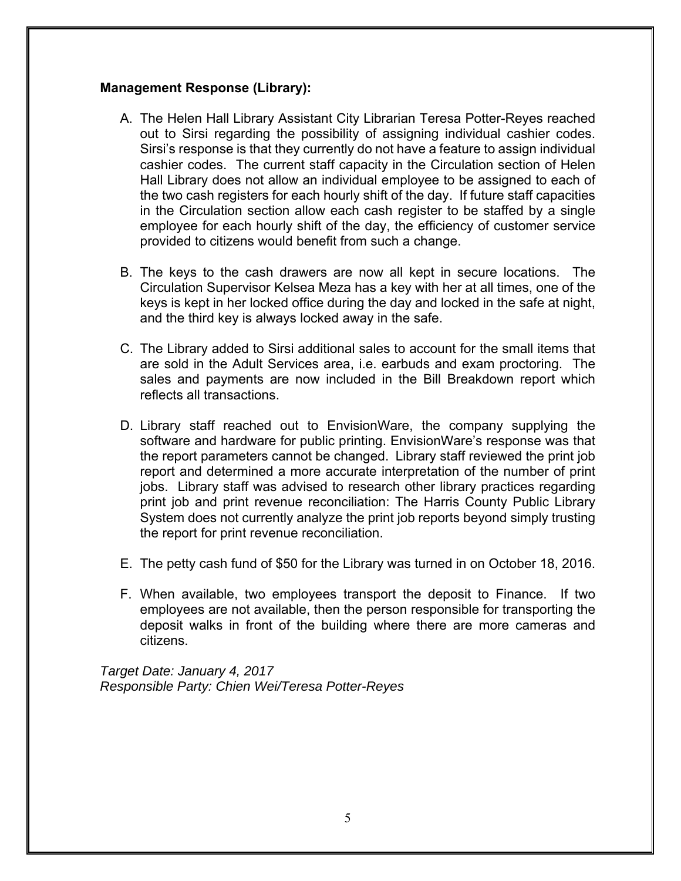**Management Response (Library):**

A. The Helen Hall Library Assistant City Librarian Teresa Potter-Reyes reached out to Sirsi regarding the possibility of assigning individual cashier codes. Sirsi's response is that they currently do not have a feature to assign individual cashier codes. The current staff capacity in the Circulation section of Helen Hall Library does not allow an individual employee to be assigned to each of the two cash registers for each hourly shift of the day. If future staff capacities in the Circulation section allow each cash register to be staffed by a single employee for each hourly shift of the day, the efficiency of customer service provided to citizens would benefit from such a change.

B. The keys to the cash drawers are now all kept in secure locations. The Circulation Supervisor Kelsea Meza has a key with her at all times, one of the keys is kept in her locked office during the day and locked in the safe at night, and the third key is always locked away in the safe.

C. The Library added to Sirsi additional sales to account for the small items that are sold in the Adult Services area, i.e. earbuds and exam proctoring. The sales and payments are now included in the Bill Breakdown report which reflects all transactions.

D. Library staff reached out to EnvisionWare, the company supplying the software and hardware for public printing. EnvisionWare's response was that the report parameters cannot be changed. Library staff reviewed the print job report and determined a more accurate interpretation of the number of print jobs. Library staff was advised to research other library practices regarding print job and print revenue reconciliation: The Harris County Public Library System does not currently analyze the print job reports beyond simply trusting the report for print revenue reconciliation.

E. The petty cash fund of $50 for the Library was turned in on October 18, 2016.

F. When available, two employees transport the deposit to Finance. If two employees are not available, then the person responsible for transporting the deposit walks in front of the building where there are more cameras and citizens.

*Target Date: January 4, 2017*
*Responsible Party: Chien Wei/Teresa Potter-Reyes*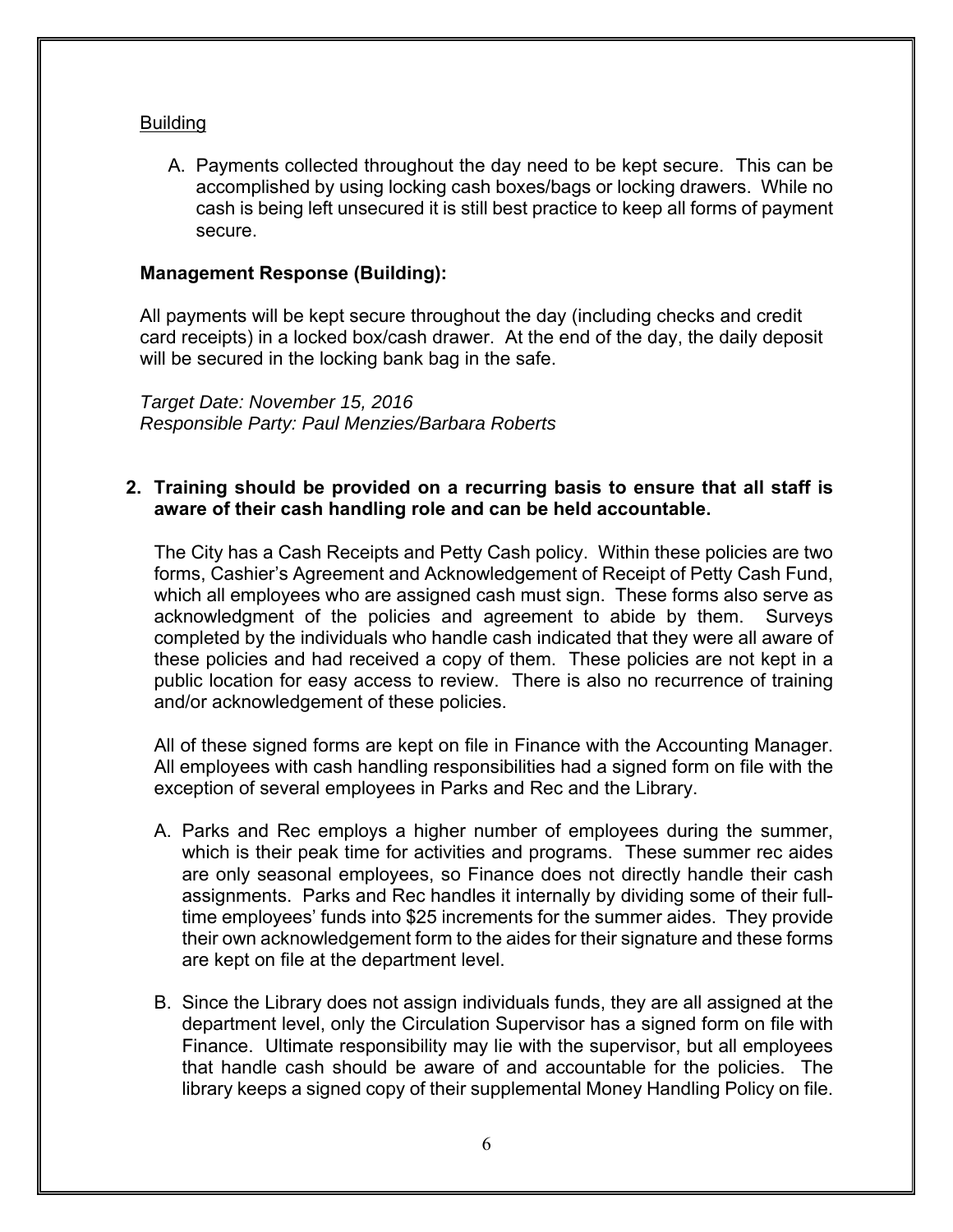<u>Building</u>

A. Payments collected throughout the day need to be kept secure. This can be accomplished by using locking cash boxes/bags or locking drawers. While no cash is being left unsecured it is still best practice to keep all forms of payment secure.

**Management Response (Building):**

All payments will be kept secure throughout the day (including checks and credit card receipts) in a locked box/cash drawer. At the end of the day, the daily deposit will be secured in the locking bank bag in the safe.

*Target Date: November 15, 2016*
*Responsible Party: Paul Menzies/Barbara Roberts*

**2. Training should be provided on a recurring basis to ensure that all staff is aware of their cash handling role and can be held accountable.**

The City has a Cash Receipts and Petty Cash policy. Within these policies are two forms, Cashier's Agreement and Acknowledgement of Receipt of Petty Cash Fund, which all employees who are assigned cash must sign. These forms also serve as acknowledgment of the policies and agreement to abide by them. Surveys completed by the individuals who handle cash indicated that they were all aware of these policies and had received a copy of them. These policies are not kept in a public location for easy access to review. There is also no recurrence of training and/or acknowledgement of these policies.

All of these signed forms are kept on file in Finance with the Accounting Manager. All employees with cash handling responsibilities had a signed form on file with the exception of several employees in Parks and Rec and the Library.

A. Parks and Rec employs a higher number of employees during the summer, which is their peak time for activities and programs. These summer rec aides are only seasonal employees, so Finance does not directly handle their cash assignments. Parks and Rec handles it internally by dividing some of their full-time employees' funds into $25 increments for the summer aides. They provide their own acknowledgement form to the aides for their signature and these forms are kept on file at the department level.

B. Since the Library does not assign individuals funds, they are all assigned at the department level, only the Circulation Supervisor has a signed form on file with Finance. Ultimate responsibility may lie with the supervisor, but all employees that handle cash should be aware of and accountable for the policies. The library keeps a signed copy of their supplemental Money Handling Policy on file.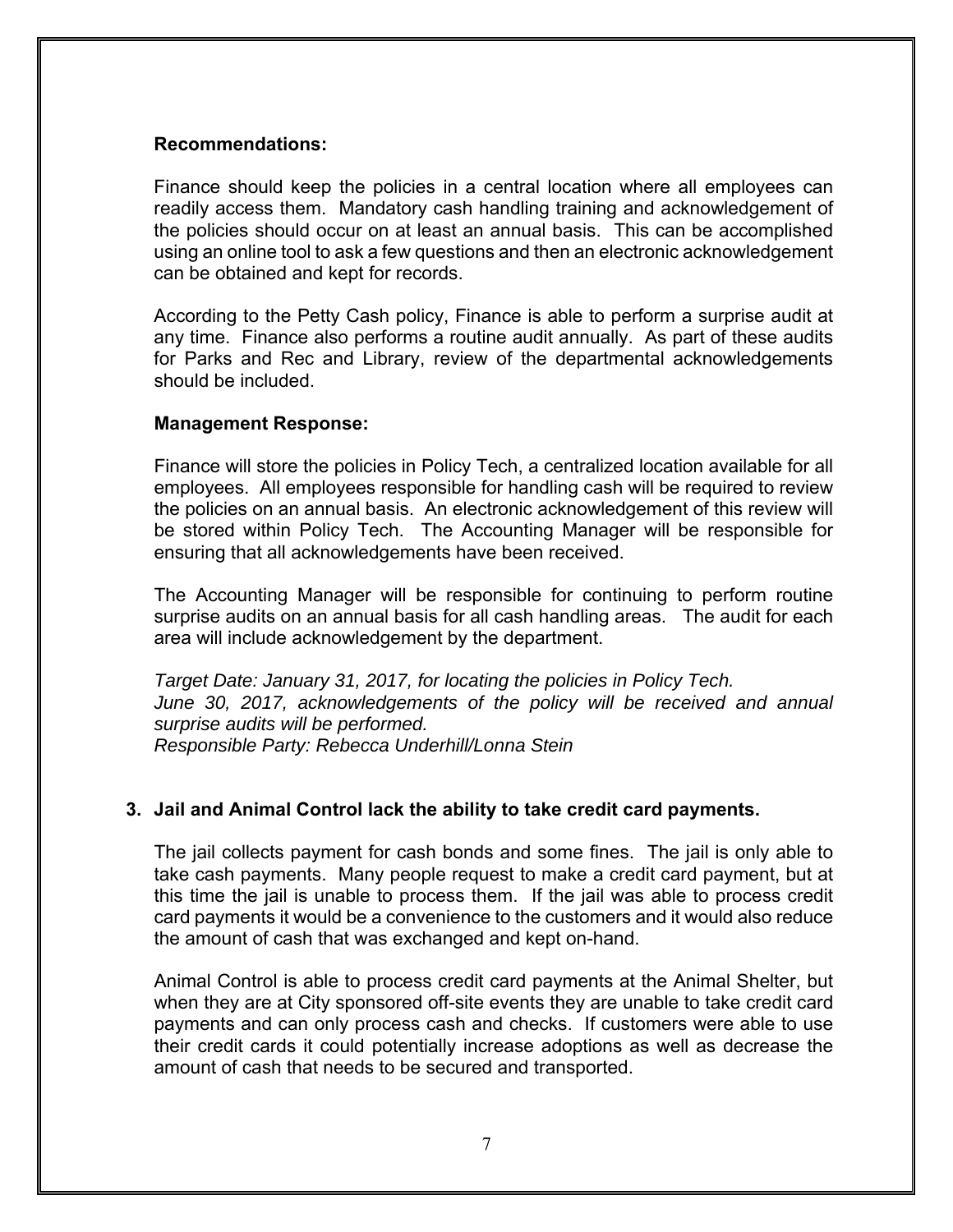**Recommendations:**

Finance should keep the policies in a central location where all employees can readily access them. Mandatory cash handling training and acknowledgement of the policies should occur on at least an annual basis. This can be accomplished using an online tool to ask a few questions and then an electronic acknowledgement can be obtained and kept for records.

According to the Petty Cash policy, Finance is able to perform a surprise audit at any time. Finance also performs a routine audit annually. As part of these audits for Parks and Rec and Library, review of the departmental acknowledgements should be included.

**Management Response:**

Finance will store the policies in Policy Tech, a centralized location available for all employees. All employees responsible for handling cash will be required to review the policies on an annual basis. An electronic acknowledgement of this review will be stored within Policy Tech. The Accounting Manager will be responsible for ensuring that all acknowledgements have been received.

The Accounting Manager will be responsible for continuing to perform routine surprise audits on an annual basis for all cash handling areas. The audit for each area will include acknowledgement by the department.

*Target Date: January 31, 2017, for locating the policies in Policy Tech.*
*June 30, 2017, acknowledgements of the policy will be received and annual surprise audits will be performed.*
*Responsible Party: Rebecca Underhill/Lonna Stein*

**3. Jail and Animal Control lack the ability to take credit card payments.**

The jail collects payment for cash bonds and some fines. The jail is only able to take cash payments. Many people request to make a credit card payment, but at this time the jail is unable to process them. If the jail was able to process credit card payments it would be a convenience to the customers and it would also reduce the amount of cash that was exchanged and kept on-hand.

Animal Control is able to process credit card payments at the Animal Shelter, but when they are at City sponsored off-site events they are unable to take credit card payments and can only process cash and checks. If customers were able to use their credit cards it could potentially increase adoptions as well as decrease the amount of cash that needs to be secured and transported.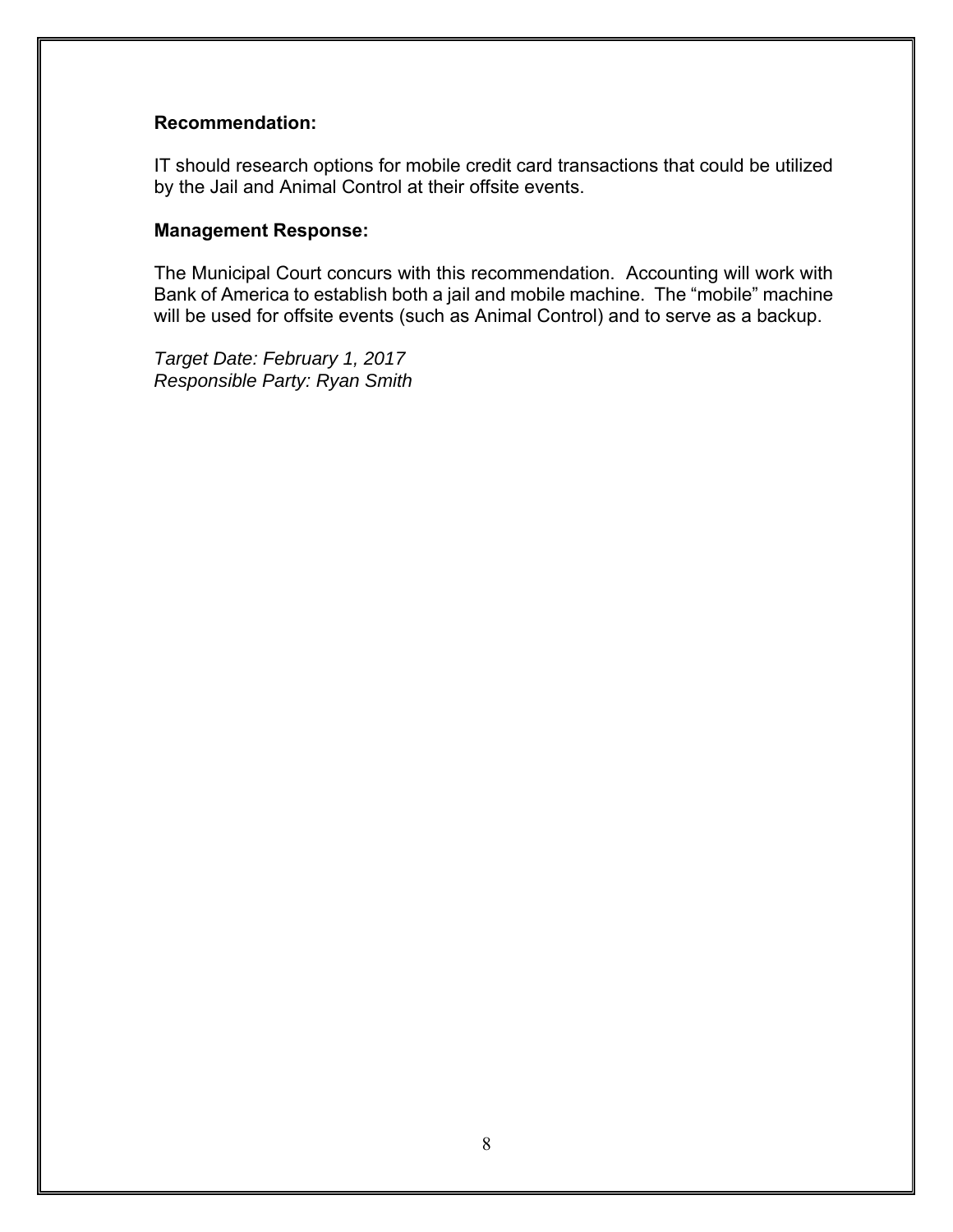**Recommendation:**

IT should research options for mobile credit card transactions that could be utilized by the Jail and Animal Control at their offsite events.

**Management Response:**

The Municipal Court concurs with this recommendation. Accounting will work with Bank of America to establish both a jail and mobile machine. The “mobile” machine will be used for offsite events (such as Animal Control) and to serve as a backup.

*Target Date: February 1, 2017*
*Responsible Party: Ryan Smith*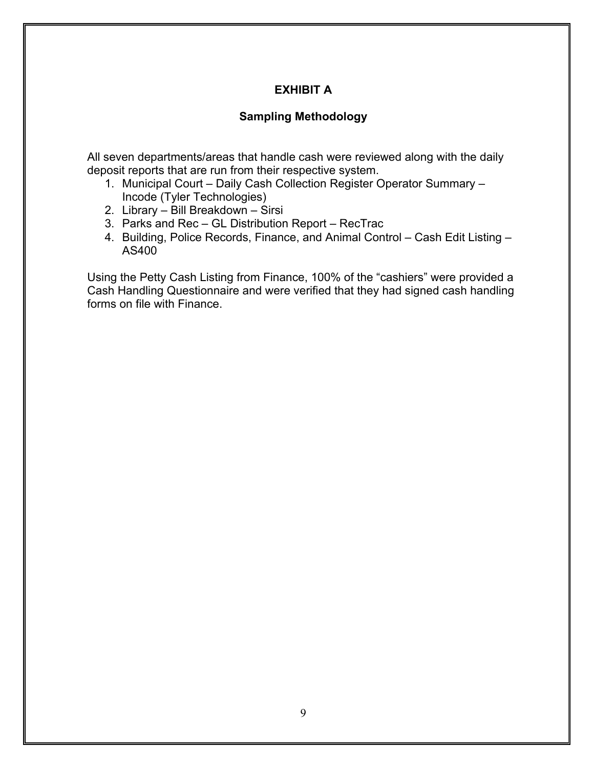# EXHIBIT A

## Sampling Methodology

All seven departments/areas that handle cash were reviewed along with the daily deposit reports that are run from their respective system.

1. Municipal Court – Daily Cash Collection Register Operator Summary – Incode (Tyler Technologies)
2. Library – Bill Breakdown – Sirsi
3. Parks and Rec – GL Distribution Report – RecTrac
4. Building, Police Records, Finance, and Animal Control – Cash Edit Listing – AS400

Using the Petty Cash Listing from Finance, 100% of the "cashiers" were provided a Cash Handling Questionnaire and were verified that they had signed cash handling forms on file with Finance.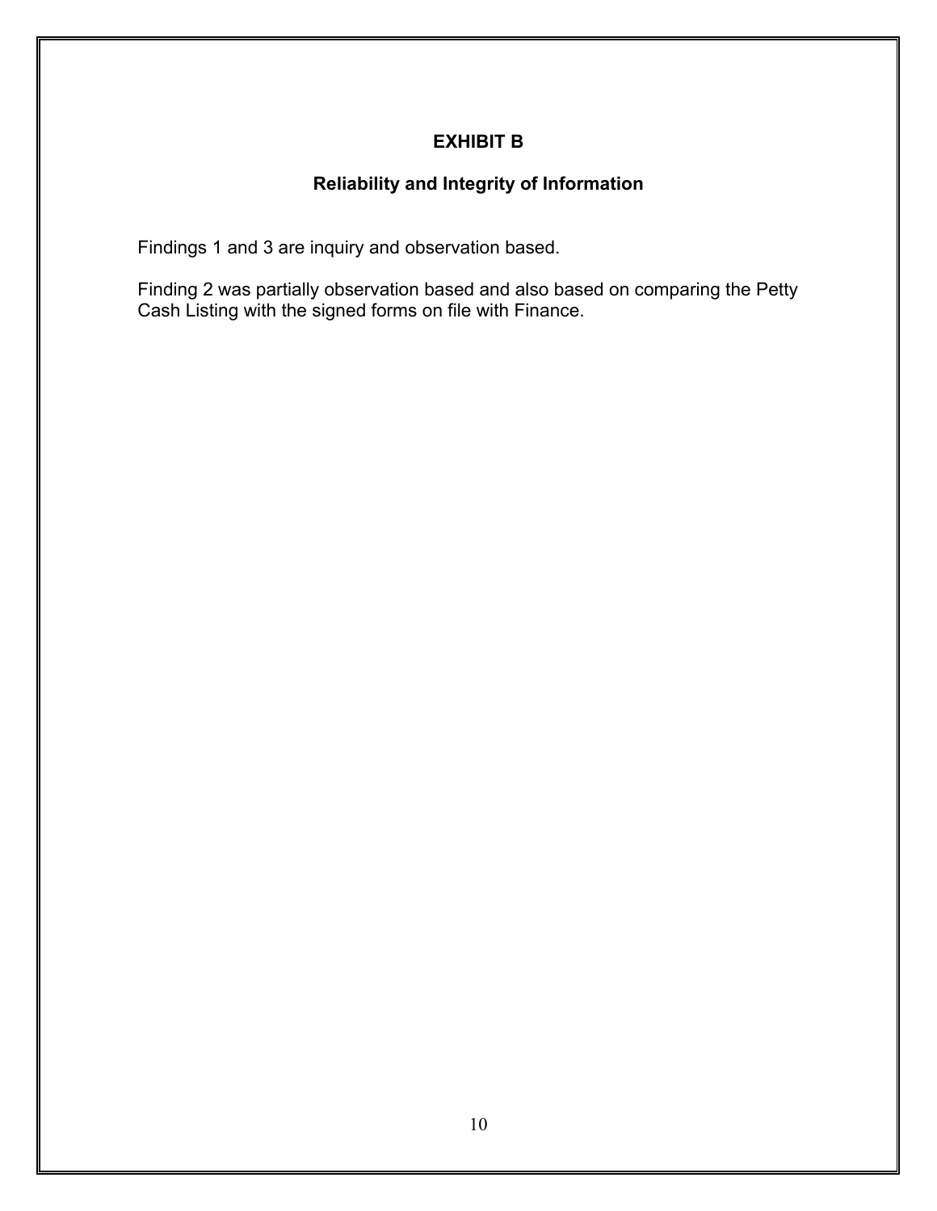## EXHIBIT B

### Reliability and Integrity of Information

Findings 1 and 3 are inquiry and observation based.

Finding 2 was partially observation based and also based on comparing the Petty Cash Listing with the signed forms on file with Finance.